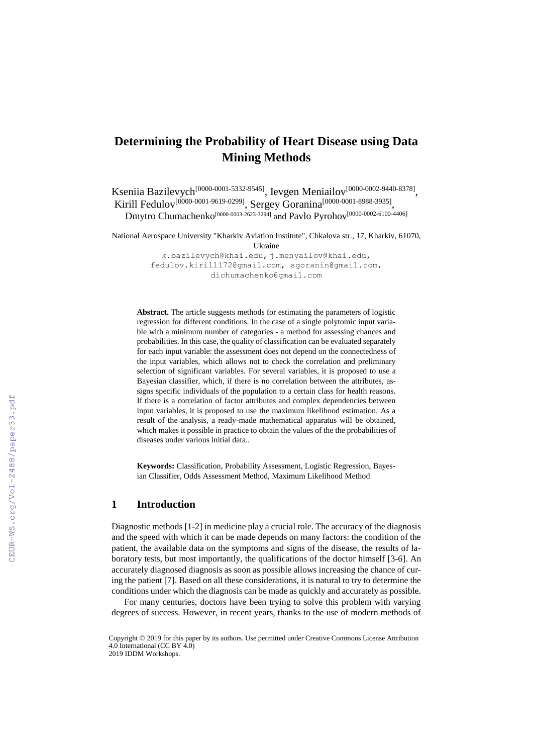# Determining the Probability of Heart Disease using Data Mining Methods

Kseniia Bazilevych[0000-0001-5332-9545], Ievgen Meniailov[0000-0002-9440-8378], Kirill Fedulov[0000-0001-9619-0299], Sergey Goranina[0000-0001-8988-3935], Dmytro Chumachenko[0000-0003-2623-3294] and Pavlo Pyrohov[0000-0002-6100-4406]

National Aerospace University "Kharkiv Aviation Institute", Chkalova str., 17, Kharkiv, 61070, Ukraine

k.bazilevych@khai.edu, j.menyailov@khai.edu, fedulov.kirill172@gmail.com, sgoranin@gmail.com, dichumachenko@gmail.com

**Abstract.** The article suggests methods for estimating the parameters of logistic regression for different conditions. In the case of a single polytomic input variable with a minimum number of categories - a method for assessing chances and probabilities. In this case, the quality of classification can be evaluated separately for each input variable: the assessment does not depend on the connectedness of the input variables, which allows not to check the correlation and preliminary selection of significant variables. For several variables, it is proposed to use a Bayesian classifier, which, if there is no correlation between the attributes, assigns specific individuals of the population to a certain class for health reasons. If there is a correlation of factor attributes and complex dependencies between input variables, it is proposed to use the maximum likelihood estimation. As a result of the analysis, a ready-made mathematical apparatus will be obtained, which makes it possible in practice to obtain the values of the the probabilities of diseases under various initial data..

**Keywords:** Classification, Probability Assessment, Logistic Regression, Bayesian Classifier, Odds Assessment Method, Maximum Likelihood Method

## 1 Introduction

Diagnostic methods [1-2] in medicine play a crucial role. The accuracy of the diagnosis and the speed with which it can be made depends on many factors: the condition of the patient, the available data on the symptoms and signs of the disease, the results of laboratory tests, but most importantly, the qualifications of the doctor himself [3-6]. An accurately diagnosed diagnosis as soon as possible allows increasing the chance of curing the patient [7]. Based on all these considerations, it is natural to try to determine the conditions under which the diagnosis can be made as quickly and accurately as possible.

For many centuries, doctors have been trying to solve this problem with varying degrees of success. However, in recent years, thanks to the use of modern methods of

Copyright © 2019 for this paper by its authors. Use permitted under Creative Commons License Attribution 4.0 International (CC BY 4.0)
2019 IDDM Workshops.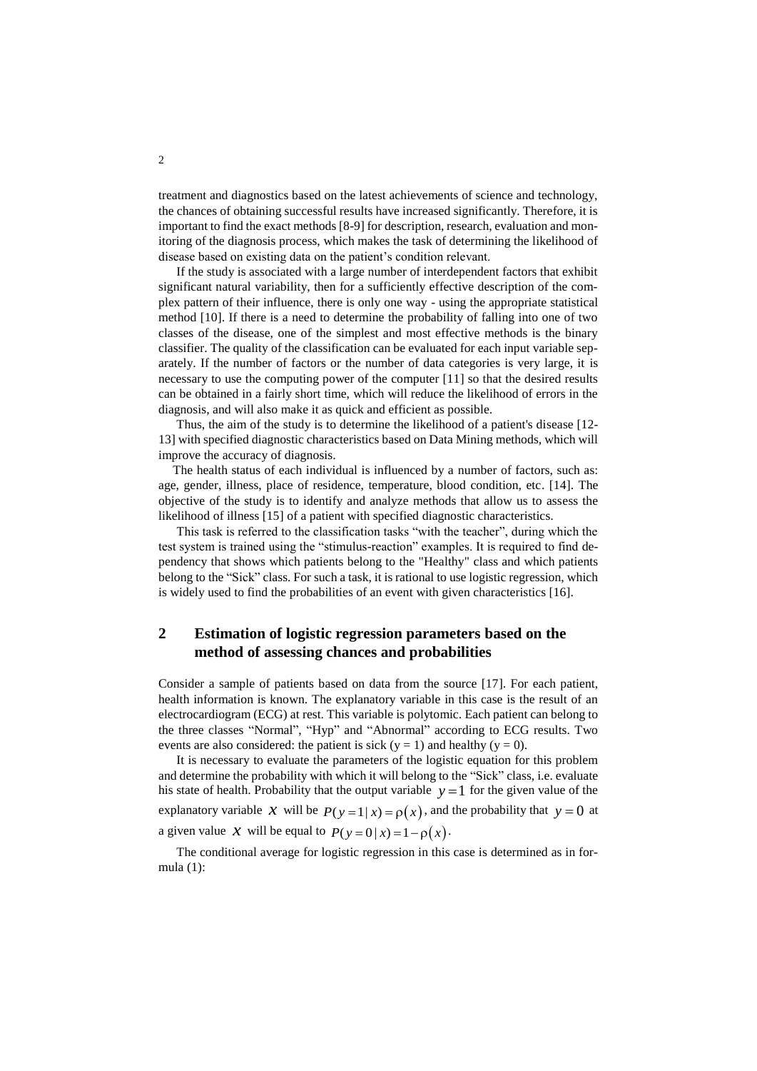treatment and diagnostics based on the latest achievements of science and technology, the chances of obtaining successful results have increased significantly. Therefore, it is important to find the exact methods [8-9] for description, research, evaluation and monitoring of the diagnosis process, which makes the task of determining the likelihood of disease based on existing data on the patient's condition relevant.

If the study is associated with a large number of interdependent factors that exhibit significant natural variability, then for a sufficiently effective description of the complex pattern of their influence, there is only one way - using the appropriate statistical method [10]. If there is a need to determine the probability of falling into one of two classes of the disease, one of the simplest and most effective methods is the binary classifier. The quality of the classification can be evaluated for each input variable separately. If the number of factors or the number of data categories is very large, it is necessary to use the computing power of the computer [11] so that the desired results can be obtained in a fairly short time, which will reduce the likelihood of errors in the diagnosis, and will also make it as quick and efficient as possible.

Thus, the aim of the study is to determine the likelihood of a patient's disease [12-13] with specified diagnostic characteristics based on Data Mining methods, which will improve the accuracy of diagnosis.

The health status of each individual is influenced by a number of factors, such as: age, gender, illness, place of residence, temperature, blood condition, etc. [14]. The objective of the study is to identify and analyze methods that allow us to assess the likelihood of illness [15] of a patient with specified diagnostic characteristics.

This task is referred to the classification tasks "with the teacher", during which the test system is trained using the "stimulus-reaction" examples. It is required to find dependency that shows which patients belong to the "Healthy" class and which patients belong to the "Sick" class. For such a task, it is rational to use logistic regression, which is widely used to find the probabilities of an event with given characteristics [16].

## 2 Estimation of logistic regression parameters based on the method of assessing chances and probabilities

Consider a sample of patients based on data from the source [17]. For each patient, health information is known. The explanatory variable in this case is the result of an electrocardiogram (ECG) at rest. This variable is polytomic. Each patient can belong to the three classes "Normal", "Hyp" and "Abnormal" according to ECG results. Two events are also considered: the patient is sick (y = 1) and healthy (y = 0).

It is necessary to evaluate the parameters of the logistic equation for this problem and determine the probability with which it will belong to the "Sick" class, i.e. evaluate his state of health. Probability that the output variable $y=1$ for the given value of the explanatory variable $x$ will be $P(y=1\,|\,x)=\rho(x)$, and the probability that $y=0$ at a given value $x$ will be equal to $P(y=0\,|\,x)=1-\rho(x)$.

The conditional average for logistic regression in this case is determined as in formula (1):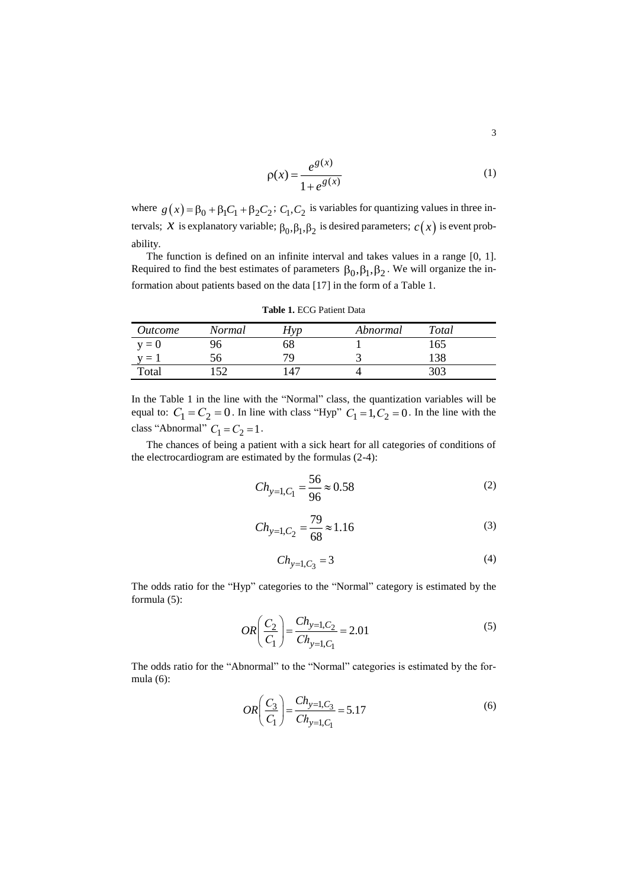$$\rho(x) = \frac{e^{g(x)}}{1+e^{g(x)}} \tag{1}$$

where $g(x) = \beta_0 + \beta_1 C_1 + \beta_2 C_2$; $C_1, C_2$ is variables for quantizing values in three intervals; $x$ is explanatory variable; $\beta_0, \beta_1, \beta_2$ is desired parameters; $c(x)$ is event probability.

The function is defined on an infinite interval and takes values in a range [0, 1]. Required to find the best estimates of parameters $\beta_0, \beta_1, \beta_2$. We will organize the information about patients based on the data [17] in the form of a Table 1.

**Table 1.** ECG Patient Data

| *Outcome* | *Normal* | *Hyp* | *Abnormal* | *Total* |
|---|---|---|---|---|
| y = 0 | 96 | 68 | 1 | 165 |
| y = 1 | 56 | 79 | 3 | 138 |
| Total | 152 | 147 | 4 | 303 |

In the Table 1 in the line with the "Normal" class, the quantization variables will be equal to: $C_1 = C_2 = 0$. In line with class "Hyp" $C_1 = 1, C_2 = 0$. In the line with the class "Abnormal" $C_1 = C_2 = 1$.

The chances of being a patient with a sick heart for all categories of conditions of the electrocardiogram are estimated by the formulas (2-4):

$$Ch_{y=1,C_1} = \frac{56}{96} \approx 0.58 \tag{2}$$

$$Ch_{y=1,C_2} = \frac{79}{68} \approx 1.16 \tag{3}$$

$$Ch_{y=1,C_3} = 3 \tag{4}$$

The odds ratio for the "Hyp" categories to the "Normal" category is estimated by the formula (5):

$$OR\left(\frac{C_2}{C_1}\right) = \frac{Ch_{y=1,C_2}}{Ch_{y=1,C_1}} = 2.01 \tag{5}$$

The odds ratio for the "Abnormal" to the "Normal" categories is estimated by the formula (6):

$$OR\left(\frac{C_3}{C_1}\right) = \frac{Ch_{y=1,C_3}}{Ch_{y=1,C_1}} = 5.17 \tag{6}$$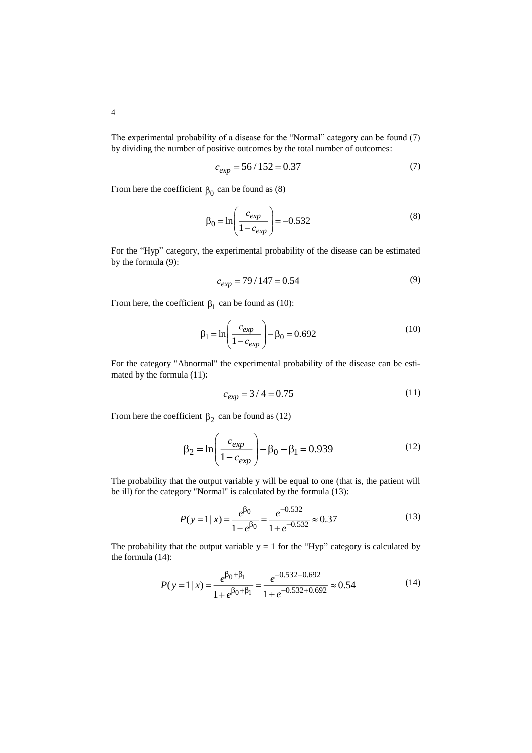The experimental probability of a disease for the "Normal" category can be found (7) by dividing the number of positive outcomes by the total number of outcomes:

$$c_{exp} = 56/152 = 0.37 \tag{7}$$

From here the coefficient $\beta_0$ can be found as (8)

$$\beta_0 = \ln\left(\frac{c_{exp}}{1-c_{exp}}\right) = -0.532 \tag{8}$$

For the "Hyp" category, the experimental probability of the disease can be estimated by the formula (9):

$$c_{exp} = 79/147 = 0.54 \tag{9}$$

From here, the coefficient $\beta_1$ can be found as (10):

$$\beta_1 = \ln\left(\frac{c_{exp}}{1-c_{exp}}\right) - \beta_0 = 0.692 \tag{10}$$

For the category "Abnormal" the experimental probability of the disease can be estimated by the formula (11):

$$c_{exp} = 3/4 = 0.75 \tag{11}$$

From here the coefficient $\beta_2$ can be found as (12)

$$\beta_2 = \ln\left(\frac{c_{exp}}{1-c_{exp}}\right) - \beta_0 - \beta_1 = 0.939 \tag{12}$$

The probability that the output variable y will be equal to one (that is, the patient will be ill) for the category "Normal" is calculated by the formula (13):

$$P(y=1|x) = \frac{e^{\beta_0}}{1+e^{\beta_0}} = \frac{e^{-0.532}}{1+e^{-0.532}} \approx 0.37 \tag{13}$$

The probability that the output variable y = 1 for the "Hyp" category is calculated by the formula (14):

$$P(y=1|x) = \frac{e^{\beta_0+\beta_1}}{1+e^{\beta_0+\beta_1}} = \frac{e^{-0.532+0.692}}{1+e^{-0.532+0.692}} \approx 0.54 \tag{14}$$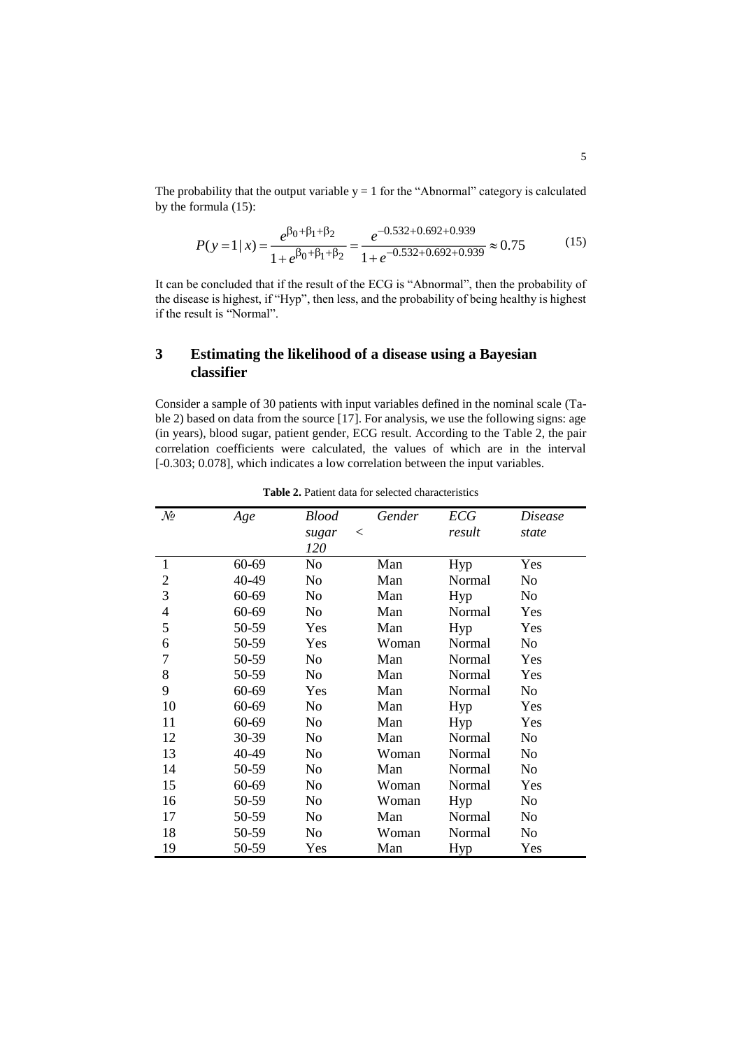The probability that the output variable y = 1 for the "Abnormal" category is calculated by the formula (15):

$$P(y=1|x) = \frac{e^{\beta_0+\beta_1+\beta_2}}{1+e^{\beta_0+\beta_1+\beta_2}} = \frac{e^{-0.532+0.692+0.939}}{1+e^{-0.532+0.692+0.939}} \approx 0.75 \quad (15)$$

It can be concluded that if the result of the ECG is "Abnormal", then the probability of the disease is highest, if "Hyp", then less, and the probability of being healthy is highest if the result is "Normal".

## 3 Estimating the likelihood of a disease using a Bayesian classifier

Consider a sample of 30 patients with input variables defined in the nominal scale (Table 2) based on data from the source [17]. For analysis, we use the following signs: age (in years), blood sugar, patient gender, ECG result. According to the Table 2, the pair correlation coefficients were calculated, the values of which are in the interval [-0.303; 0.078], which indicates a low correlation between the input variables.

**Table 2.** Patient data for selected characteristics

| *№* | *Age* | *Blood sugar < 120* | *Gender* | *ECG result* | *Disease state* |
|---|---|---|---|---|---|
| 1 | 60-69 | No | Man | Hyp | Yes |
| 2 | 40-49 | No | Man | Normal | No |
| 3 | 60-69 | No | Man | Hyp | No |
| 4 | 60-69 | No | Man | Normal | Yes |
| 5 | 50-59 | Yes | Man | Hyp | Yes |
| 6 | 50-59 | Yes | Woman | Normal | No |
| 7 | 50-59 | No | Man | Normal | Yes |
| 8 | 50-59 | No | Man | Normal | Yes |
| 9 | 60-69 | Yes | Man | Normal | No |
| 10 | 60-69 | No | Man | Hyp | Yes |
| 11 | 60-69 | No | Man | Hyp | Yes |
| 12 | 30-39 | No | Man | Normal | No |
| 13 | 40-49 | No | Woman | Normal | No |
| 14 | 50-59 | No | Man | Normal | No |
| 15 | 60-69 | No | Woman | Normal | Yes |
| 16 | 50-59 | No | Woman | Hyp | No |
| 17 | 50-59 | No | Man | Normal | No |
| 18 | 50-59 | No | Woman | Normal | No |
| 19 | 50-59 | Yes | Man | Hyp | Yes |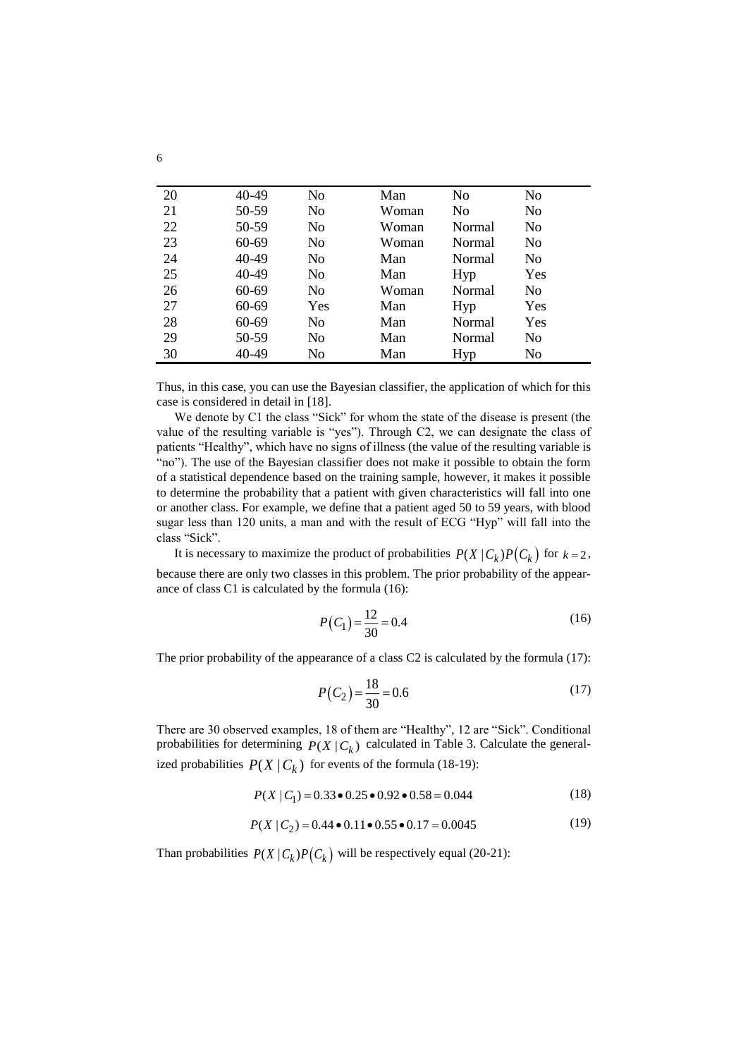| | | | | | |
|---|---|---|---|---|---|
| 20 | 40-49 | No | Man | No | No |
| 21 | 50-59 | No | Woman | No | No |
| 22 | 50-59 | No | Woman | Normal | No |
| 23 | 60-69 | No | Woman | Normal | No |
| 24 | 40-49 | No | Man | Normal | No |
| 25 | 40-49 | No | Man | Hyp | Yes |
| 26 | 60-69 | No | Woman | Normal | No |
| 27 | 60-69 | Yes | Man | Hyp | Yes |
| 28 | 60-69 | No | Man | Normal | Yes |
| 29 | 50-59 | No | Man | Normal | No |
| 30 | 40-49 | No | Man | Hyp | No |

Thus, in this case, you can use the Bayesian classifier, the application of which for this case is considered in detail in [18].

We denote by C1 the class "Sick" for whom the state of the disease is present (the value of the resulting variable is "yes"). Through C2, we can designate the class of patients "Healthy", which have no signs of illness (the value of the resulting variable is "no"). The use of the Bayesian classifier does not make it possible to obtain the form of a statistical dependence based on the training sample, however, it makes it possible to determine the probability that a patient with given characteristics will fall into one or another class. For example, we define that a patient aged 50 to 59 years, with blood sugar less than 120 units, a man and with the result of ECG "Hyp" will fall into the class "Sick".

It is necessary to maximize the product of probabilities $P(X \mid C_k)P(C_k)$ for $k = 2$, because there are only two classes in this problem. The prior probability of the appearance of class C1 is calculated by the formula (16):

$$P(C_1) = \frac{12}{30} = 0.4 \tag{16}$$

The prior probability of the appearance of a class C2 is calculated by the formula (17):

$$P(C_2) = \frac{18}{30} = 0.6 \tag{17}$$

There are 30 observed examples, 18 of them are "Healthy", 12 are "Sick". Conditional probabilities for determining $P(X \mid C_k)$ calculated in Table 3. Calculate the generalized probabilities $P(X \mid C_k)$ for events of the formula (18-19):

$$P(X \mid C_1) = 0.33 \bullet 0.25 \bullet 0.92 \bullet 0.58 = 0.044 \tag{18}$$

$$P(X \mid C_2) = 0.44 \bullet 0.11 \bullet 0.55 \bullet 0.17 = 0.0045 \tag{19}$$

Than probabilities $P(X \mid C_k)P(C_k)$ will be respectively equal (20-21):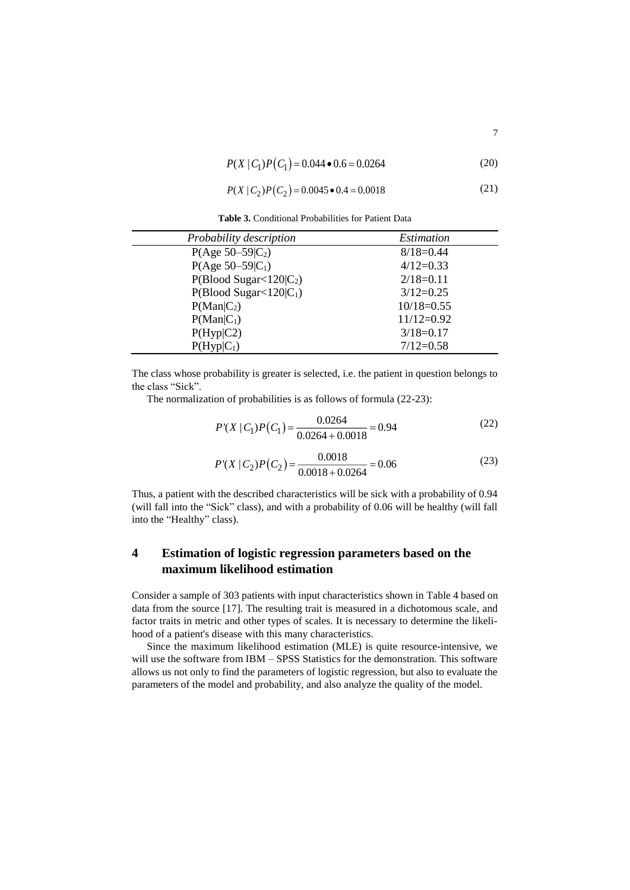$$P(X \mid C_1)P(C_1) = 0.044 \bullet 0.6 = 0.0264 \tag{20}$$

$$P(X \mid C_2)P(C_2) = 0.0045 \bullet 0.4 = 0.0018 \tag{21}$$

**Table 3.** Conditional Probabilities for Patient Data

| *Probability description* | *Estimation* |
|---|---|
| P(Age 50–59\|$C_2$) | 8/18=0.44 |
| P(Age 50–59\|$C_1$) | 4/12=0.33 |
| P(Blood Sugar<120\|$C_2$) | 2/18=0.11 |
| P(Blood Sugar<120\|$C_1$) | 3/12=0.25 |
| P(Man\|$C_2$) | 10/18=0.55 |
| P(Man\|$C_1$) | 11/12=0.92 |
| P(Hyp\|C2) | 3/18=0.17 |
| P(Hyp\|$C_1$) | 7/12=0.58 |

The class whose probability is greater is selected, i.e. the patient in question belongs to the class "Sick".

The normalization of probabilities is as follows of formula (22-23):

$$P'(X \mid C_1)P(C_1) = \frac{0.0264}{0.0264 + 0.0018} = 0.94 \tag{22}$$

$$P'(X \mid C_2)P(C_2) = \frac{0.0018}{0.0018 + 0.0264} = 0.06 \tag{23}$$

Thus, a patient with the described characteristics will be sick with a probability of 0.94 (will fall into the "Sick" class), and with a probability of 0.06 will be healthy (will fall into the "Healthy" class).

## 4 Estimation of logistic regression parameters based on the maximum likelihood estimation

Consider a sample of 303 patients with input characteristics shown in Table 4 based on data from the source [17]. The resulting trait is measured in a dichotomous scale, and factor traits in metric and other types of scales. It is necessary to determine the likelihood of a patient's disease with this many characteristics.

Since the maximum likelihood estimation (MLE) is quite resource-intensive, we will use the software from IBM – SPSS Statistics for the demonstration. This software allows us not only to find the parameters of logistic regression, but also to evaluate the parameters of the model and probability, and also analyze the quality of the model.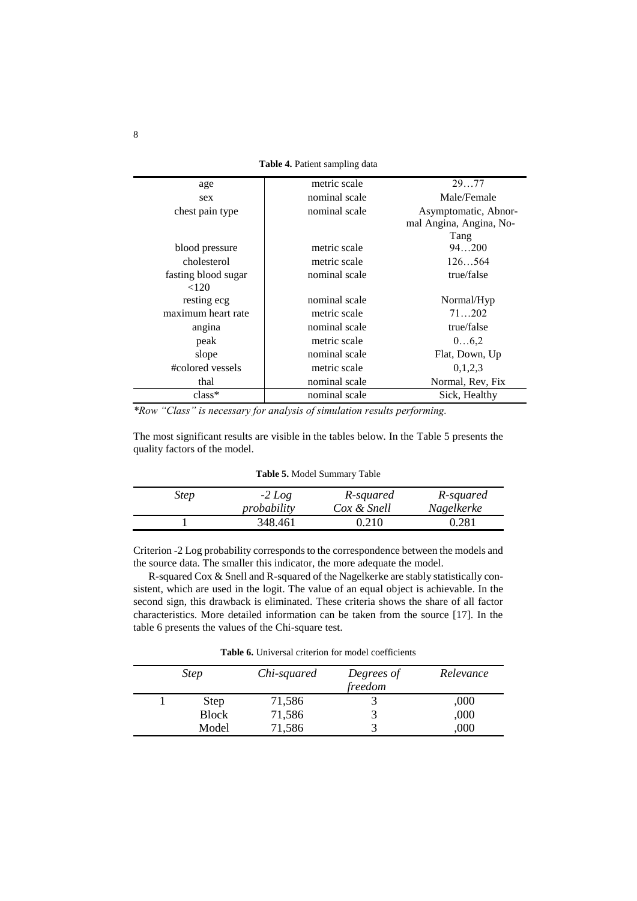**Table 4.** Patient sampling data

| | | |
|---|---|---|
| age | metric scale | 29…77 |
| sex | nominal scale | Male/Female |
| chest pain type | nominal scale | Asymptomatic, Abnormal Angina, Angina, NoTang |
| blood pressure | metric scale | 94…200 |
| cholesterol | metric scale | 126…564 |
| fasting blood sugar <120 | nominal scale | true/false |
| resting ecg | nominal scale | Normal/Hyp |
| maximum heart rate | metric scale | 71…202 |
| angina | nominal scale | true/false |
| peak | metric scale | 0…6,2 |
| slope | nominal scale | Flat, Down, Up |
| #colored vessels | metric scale | 0,1,2,3 |
| thal | nominal scale | Normal, Rev, Fix |
| class* | nominal scale | Sick, Healthy |

*\*Row "Class" is necessary for analysis of simulation results performing.*

The most significant results are visible in the tables below. In the Table 5 presents the quality factors of the model.

**Table 5.** Model Summary Table

| *Step* | *-2 Log probability* | *R-squared Cox & Snell* | *R-squared Nagelkerke* |
|---|---|---|---|
| 1 | 348.461 | 0.210 | 0.281 |

Criterion -2 Log probability corresponds to the correspondence between the models and the source data. The smaller this indicator, the more adequate the model.

R-squared Cox & Snell and R-squared of the Nagelkerke are stably statistically consistent, which are used in the logit. The value of an equal object is achievable. In the second sign, this drawback is eliminated. These criteria shows the share of all factor characteristics. More detailed information can be taken from the source [17]. In the table 6 presents the values of the Chi-square test.

**Table 6.** Universal criterion for model coefficients

| *Step* | | *Chi-squared* | *Degrees of freedom* | *Relevance* |
|---|---|---|---|---|
| 1 | Step | 71,586 | 3 | ,000 |
| | Block | 71,586 | 3 | ,000 |
| | Model | 71,586 | 3 | ,000 |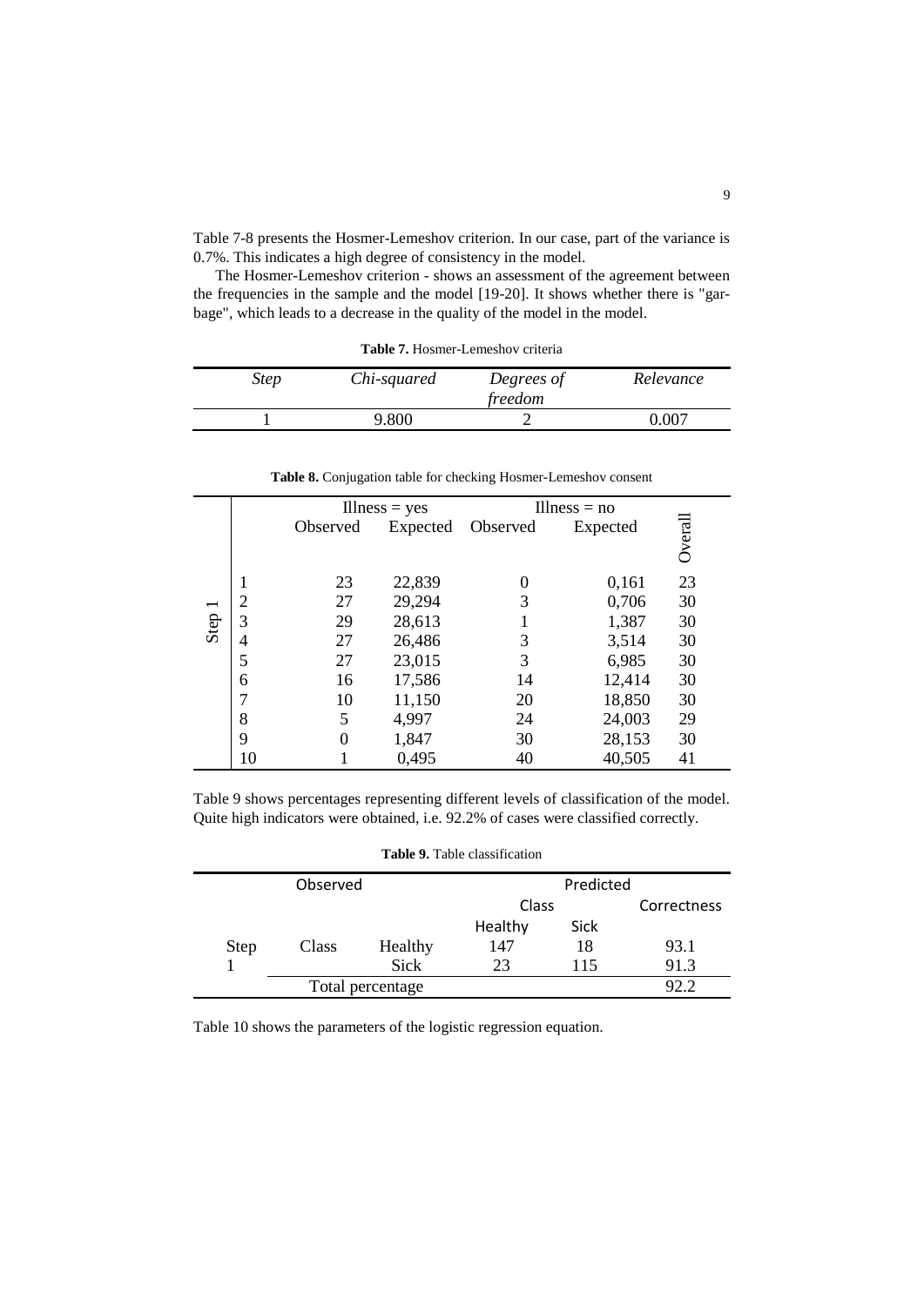Table 7-8 presents the Hosmer-Lemeshov criterion. In our case, part of the variance is 0.7%. This indicates a high degree of consistency in the model.

The Hosmer-Lemeshov criterion - shows an assessment of the agreement between the frequencies in the sample and the model [19-20]. It shows whether there is "garbage", which leads to a decrease in the quality of the model in the model.

**Table 7.** Hosmer-Lemeshov criteria

| *Step* | *Chi-squared* | *Degrees of freedom* | *Relevance* |
|---|---|---|---|
| 1 | 9.800 | 2 | 0.007 |

**Table 8.** Conjugation table for checking Hosmer-Lemeshov consent

| | | Illness = yes | | Illness = no | | |
|---|---|---|---|---|---|---|
| | | Observed | Expected | Observed | Expected | Overall |
| Step 1 | 1 | 23 | 22,839 | 0 | 0,161 | 23 |
| | 2 | 27 | 29,294 | 3 | 0,706 | 30 |
| | 3 | 29 | 28,613 | 1 | 1,387 | 30 |
| | 4 | 27 | 26,486 | 3 | 3,514 | 30 |
| | 5 | 27 | 23,015 | 3 | 6,985 | 30 |
| | 6 | 16 | 17,586 | 14 | 12,414 | 30 |
| | 7 | 10 | 11,150 | 20 | 18,850 | 30 |
| | 8 | 5 | 4,997 | 24 | 24,003 | 29 |
| | 9 | 0 | 1,847 | 30 | 28,153 | 30 |
| | 10 | 1 | 0,495 | 40 | 40,505 | 41 |

Table 9 shows percentages representing different levels of classification of the model. Quite high indicators were obtained, i.e. 92.2% of cases were classified correctly.

**Table 9.** Table classification

| Observed | | | Predicted | | |
|---|---|---|---|---|---|
| | | | Class | | Correctness |
| | | | Healthy | Sick | |
| Step 1 | Class | Healthy | 147 | 18 | 93.1 |
| | | Sick | 23 | 115 | 91.3 |
| | Total percentage | | | | 92.2 |

Table 10 shows the parameters of the logistic regression equation.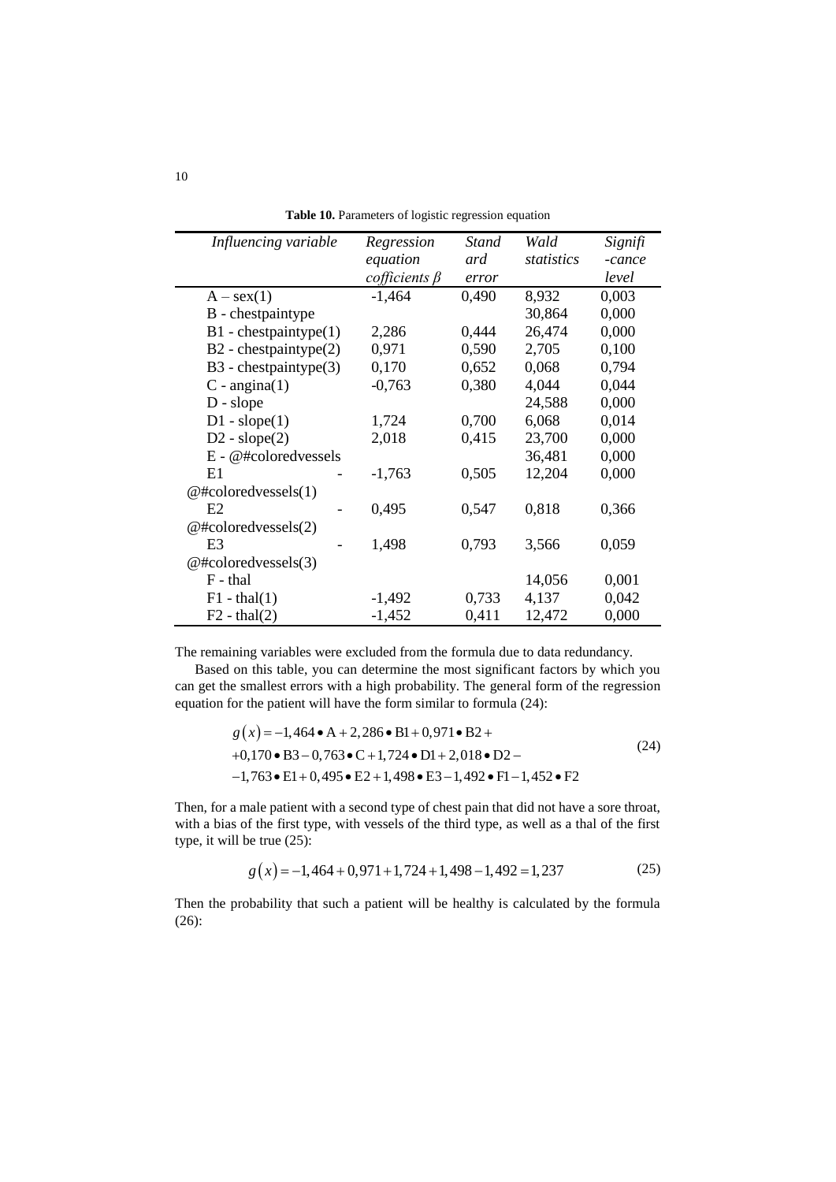**Table 10.** Parameters of logistic regression equation

| *Influencing variable* | *Regression equation cofficients β* | *Standard error* | *Wald statistics* | *Significance level* |
|---|---|---|---|---|
| A – sex(1) | -1,464 | 0,490 | 8,932 | 0,003 |
| B - chestpaintype | | | 30,864 | 0,000 |
| B1 - chestpaintype(1) | 2,286 | 0,444 | 26,474 | 0,000 |
| B2 - chestpaintype(2) | 0,971 | 0,590 | 2,705 | 0,100 |
| B3 - chestpaintype(3) | 0,170 | 0,652 | 0,068 | 0,794 |
| C - angina(1) | -0,763 | 0,380 | 4,044 | 0,044 |
| D - slope | | | 24,588 | 0,000 |
| D1 - slope(1) | 1,724 | 0,700 | 6,068 | 0,014 |
| D2 - slope(2) | 2,018 | 0,415 | 23,700 | 0,000 |
| E - @#coloredvessels | | | 36,481 | 0,000 |
| E1 - @#coloredvessels(1) | -1,763 | 0,505 | 12,204 | 0,000 |
| E2 - @#coloredvessels(2) | 0,495 | 0,547 | 0,818 | 0,366 |
| E3 - @#coloredvessels(3) | 1,498 | 0,793 | 3,566 | 0,059 |
| F - thal | | | 14,056 | 0,001 |
| F1 - thal(1) | -1,492 | 0,733 | 4,137 | 0,042 |
| F2 - thal(2) | -1,452 | 0,411 | 12,472 | 0,000 |

The remaining variables were excluded from the formula due to data redundancy.

Based on this table, you can determine the most significant factors by which you can get the smallest errors with a high probability. The general form of the regression equation for the patient will have the form similar to formula (24):

$$
\begin{aligned}
g(x) = & -1,464 \bullet \mathrm{A} + 2,286 \bullet \mathrm{B1} + 0,971 \bullet \mathrm{B2} + \\
& +0,170 \bullet \mathrm{B3} - 0,763 \bullet \mathrm{C} + 1,724 \bullet \mathrm{D1} + 2,018 \bullet \mathrm{D2} - \\
& -1,763 \bullet \mathrm{E1} + 0,495 \bullet \mathrm{E2} + 1,498 \bullet \mathrm{E3} - 1,492 \bullet \mathrm{F1} - 1,452 \bullet \mathrm{F2}
\end{aligned} \tag{24}
$$

Then, for a male patient with a second type of chest pain that did not have a sore throat, with a bias of the first type, with vessels of the third type, as well as a thal of the first type, it will be true (25):

$$
g(x) = -1,464 + 0,971 + 1,724 + 1,498 - 1,492 = 1,237 \tag{25}
$$

Then the probability that such a patient will be healthy is calculated by the formula (26):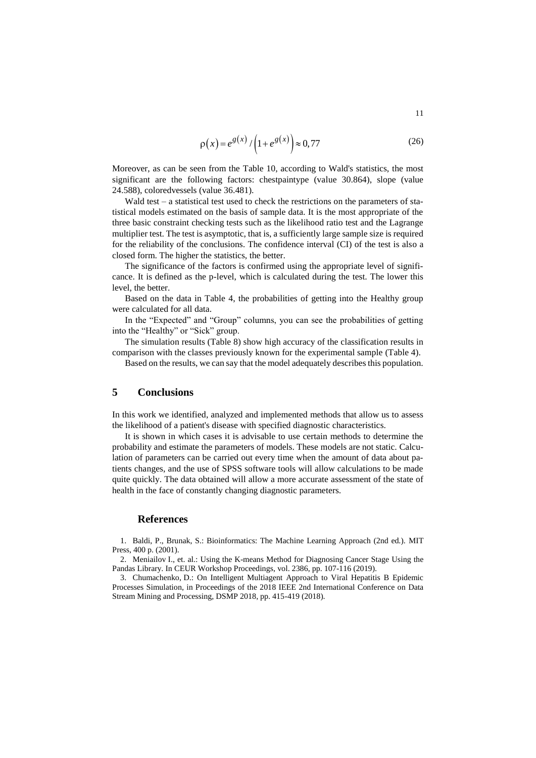$$\rho(x) = e^{g(x)} / \left(1 + e^{g(x)}\right) \approx 0,77 \tag{26}$$

Moreover, as can be seen from the Table 10, according to Wald's statistics, the most significant are the following factors: chestpaintype (value 30.864), slope (value 24.588), coloredvessels (value 36.481).

Wald test – a statistical test used to check the restrictions on the parameters of statistical models estimated on the basis of sample data. It is the most appropriate of the three basic constraint checking tests such as the likelihood ratio test and the Lagrange multiplier test. The test is asymptotic, that is, a sufficiently large sample size is required for the reliability of the conclusions. The confidence interval (CI) of the test is also a closed form. The higher the statistics, the better.

The significance of the factors is confirmed using the appropriate level of significance. It is defined as the p-level, which is calculated during the test. The lower this level, the better.

Based on the data in Table 4, the probabilities of getting into the Healthy group were calculated for all data.

In the "Expected" and "Group" columns, you can see the probabilities of getting into the "Healthy" or "Sick" group.

The simulation results (Table 8) show high accuracy of the classification results in comparison with the classes previously known for the experimental sample (Table 4).

Based on the results, we can say that the model adequately describes this population.

## 5 Conclusions

In this work we identified, analyzed and implemented methods that allow us to assess the likelihood of a patient's disease with specified diagnostic characteristics.

It is shown in which cases it is advisable to use certain methods to determine the probability and estimate the parameters of models. These models are not static. Calculation of parameters can be carried out every time when the amount of data about patients changes, and the use of SPSS software tools will allow calculations to be made quite quickly. The data obtained will allow a more accurate assessment of the state of health in the face of constantly changing diagnostic parameters.

## References

1. Baldi, P., Brunak, S.: Bioinformatics: The Machine Learning Approach (2nd ed.). MIT Press, 400 p. (2001).
2. Meniailov I., et. al.: Using the K-means Method for Diagnosing Cancer Stage Using the Pandas Library. In CEUR Workshop Proceedings, vol. 2386, pp. 107-116 (2019).
3. Chumachenko, D.: On Intelligent Multiagent Approach to Viral Hepatitis B Epidemic Processes Simulation, in Proceedings of the 2018 IEEE 2nd International Conference on Data Stream Mining and Processing, DSMP 2018, pp. 415-419 (2018).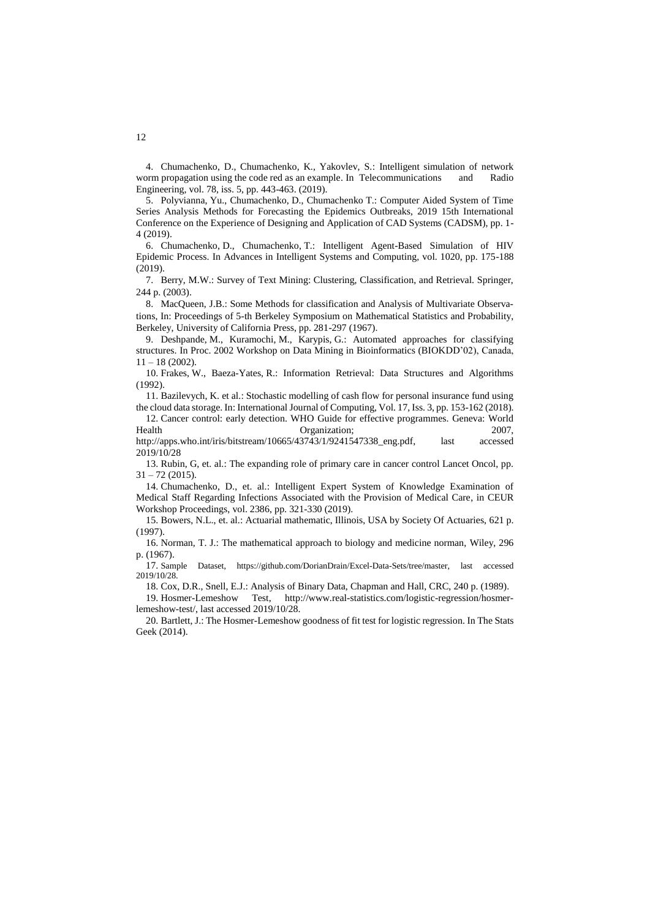4. Chumachenko, D., Chumachenko, K., Yakovlev, S.: Intelligent simulation of network worm propagation using the code red as an example. In Telecommunications and Radio Engineering, vol. 78, iss. 5, pp. 443-463. (2019).

5. Polyvianna, Yu., Chumachenko, D., Chumachenko T.: Computer Aided System of Time Series Analysis Methods for Forecasting the Epidemics Outbreaks, 2019 15th International Conference on the Experience of Designing and Application of CAD Systems (CADSM), pp. 1-4 (2019).

6. Chumachenko, D., Chumachenko, T.: Intelligent Agent-Based Simulation of HIV Epidemic Process. In Advances in Intelligent Systems and Computing, vol. 1020, pp. 175-188 (2019).

7. Berry, M.W.: Survey of Text Mining: Clustering, Classification, and Retrieval. Springer, 244 p. (2003).

8. MacQueen, J.B.: Some Methods for classification and Analysis of Multivariate Observations, In: Proceedings of 5-th Berkeley Symposium on Mathematical Statistics and Probability, Berkeley, University of California Press, pp. 281-297 (1967).

9. Deshpande, M., Kuramochi, M., Karypis, G.: Automated approaches for classifying structures. In Proc. 2002 Workshop on Data Mining in Bioinformatics (BIOKDD'02), Canada, 11 – 18 (2002).

10. Frakes, W., Baeza-Yates, R.: Information Retrieval: Data Structures and Algorithms (1992).

11. Bazilevych, K. et al.: Stochastic modelling of cash flow for personal insurance fund using the cloud data storage. In: International Journal of Computing, Vol. 17, Iss. 3, pp. 153-162 (2018).

12. Cancer control: early detection. WHO Guide for effective programmes. Geneva: World Health Organization; 2007, http://apps.who.int/iris/bitstream/10665/43743/1/9241547338_eng.pdf, last accessed 2019/10/28

13. Rubin, G, et. al.: The expanding role of primary care in cancer control Lancet Oncol, pp. 31 – 72 (2015).

14. Chumachenko, D., et. al.: Intelligent Expert System of Knowledge Examination of Medical Staff Regarding Infections Associated with the Provision of Medical Care, in CEUR Workshop Proceedings, vol. 2386, pp. 321-330 (2019).

15. Bowers, N.L., et. al.: Actuarial mathematic, Illinois, USA by Society Of Actuaries, 621 p. (1997).

16. Norman, T. J.: The mathematical approach to biology and medicine norman, Wiley, 296 p. (1967).

17. Sample Dataset, https://github.com/DorianDrain/Excel-Data-Sets/tree/master, last accessed 2019/10/28.

18. Cox, D.R., Snell, E.J.: Analysis of Binary Data, Chapman and Hall, CRC, 240 p. (1989).

19. Hosmer-Lemeshow Test, http://www.real-statistics.com/logistic-regression/hosmer-lemeshow-test/, last accessed 2019/10/28.

20. Bartlett, J.: The Hosmer-Lemeshow goodness of fit test for logistic regression. In The Stats Geek (2014).